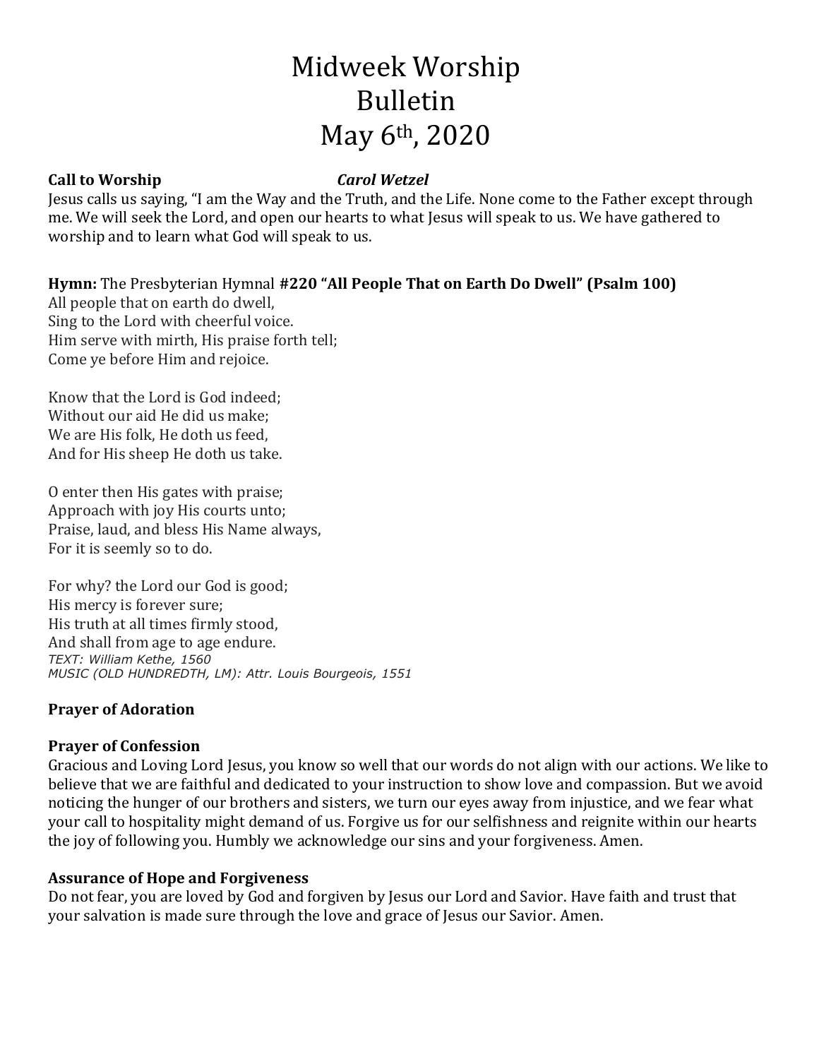# Midweek Worship Bulletin May 6th, 2020

**Call to Worship** ***Carol Wetzel***

Jesus calls us saying, "I am the Way and the Truth, and the Life. None come to the Father except through me. We will seek the Lord, and open our hearts to what Jesus will speak to us. We have gathered to worship and to learn what God will speak to us.

**Hymn:** The Presbyterian Hymnal **#220 "All People That on Earth Do Dwell" (Psalm 100)**

All people that on earth do dwell,  
Sing to the Lord with cheerful voice.  
Him serve with mirth, His praise forth tell;  
Come ye before Him and rejoice.

Know that the Lord is God indeed;  
Without our aid He did us make;  
We are His folk, He doth us feed,  
And for His sheep He doth us take.

O enter then His gates with praise;  
Approach with joy His courts unto;  
Praise, laud, and bless His Name always,  
For it is seemly so to do.

For why? the Lord our God is good;  
His mercy is forever sure;  
His truth at all times firmly stood,  
And shall from age to age endure.  
*TEXT: William Kethe, 1560*  
*MUSIC (OLD HUNDREDTH, LM): Attr. Louis Bourgeois, 1551*

**Prayer of Adoration**

**Prayer of Confession**

Gracious and Loving Lord Jesus, you know so well that our words do not align with our actions. We like to believe that we are faithful and dedicated to your instruction to show love and compassion. But we avoid noticing the hunger of our brothers and sisters, we turn our eyes away from injustice, and we fear what your call to hospitality might demand of us. Forgive us for our selfishness and reignite within our hearts the joy of following you. Humbly we acknowledge our sins and your forgiveness. Amen.

**Assurance of Hope and Forgiveness**

Do not fear, you are loved by God and forgiven by Jesus our Lord and Savior. Have faith and trust that your salvation is made sure through the love and grace of Jesus our Savior. Amen.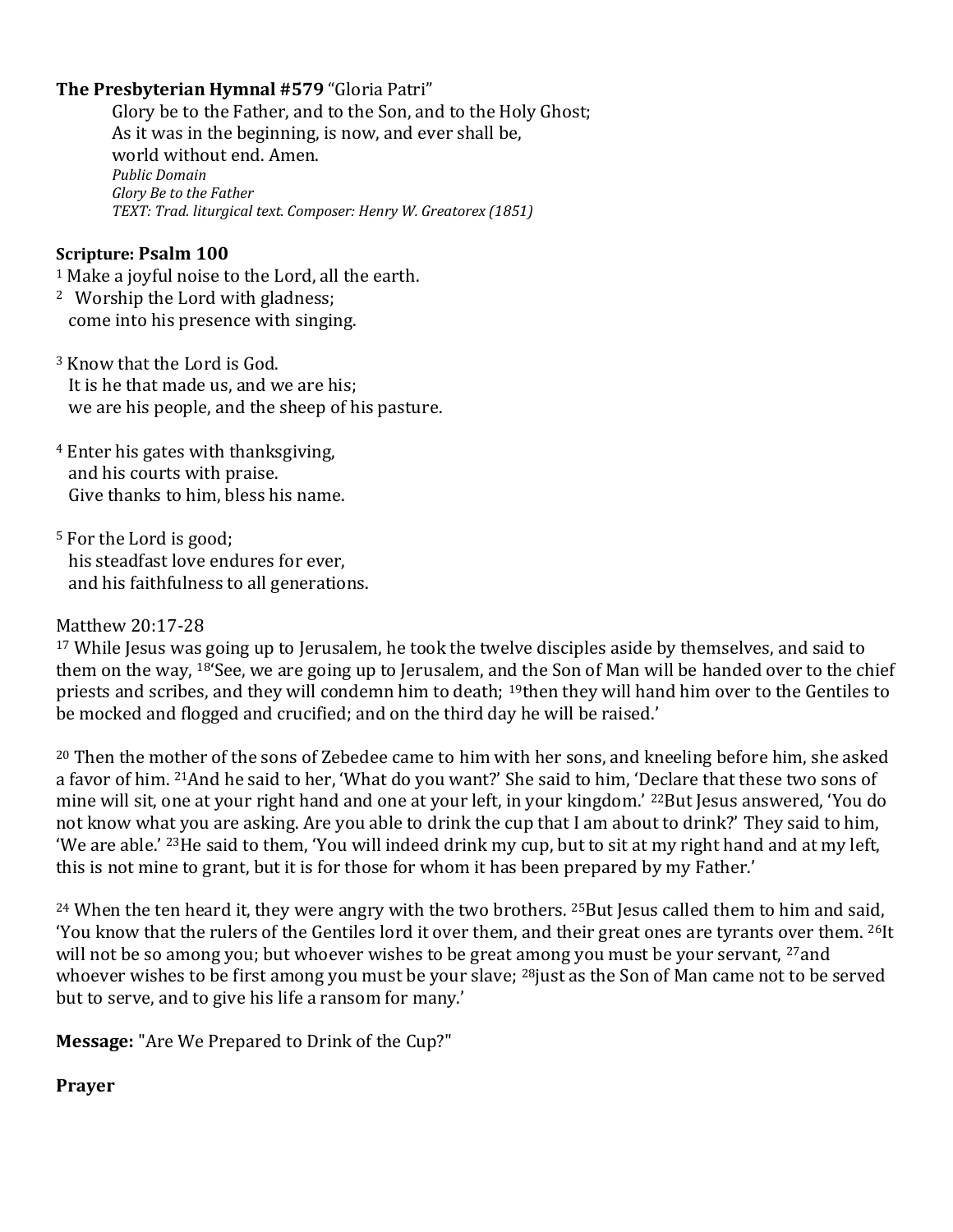**The Presbyterian Hymnal #579** "Gloria Patri"

Glory be to the Father, and to the Son, and to the Holy Ghost;
As it was in the beginning, is now, and ever shall be,
world without end. Amen.
*Public Domain*
*Glory Be to the Father*
*TEXT: Trad. liturgical text. Composer: Henry W. Greatorex (1851)*

**Scripture: Psalm 100**

[1] Make a joyful noise to the Lord, all the earth.
[2] Worship the Lord with gladness;
come into his presence with singing.

[3] Know that the Lord is God.
It is he that made us, and we are his;
we are his people, and the sheep of his pasture.

[4] Enter his gates with thanksgiving,
and his courts with praise.
Give thanks to him, bless his name.

[5] For the Lord is good;
his steadfast love endures for ever,
and his faithfulness to all generations.

Matthew 20:17-28

[17] While Jesus was going up to Jerusalem, he took the twelve disciples aside by themselves, and said to them on the way, [18]'See, we are going up to Jerusalem, and the Son of Man will be handed over to the chief priests and scribes, and they will condemn him to death; [19]then they will hand him over to the Gentiles to be mocked and flogged and crucified; and on the third day he will be raised.'

[20] Then the mother of the sons of Zebedee came to him with her sons, and kneeling before him, she asked a favor of him. [21]And he said to her, 'What do you want?' She said to him, 'Declare that these two sons of mine will sit, one at your right hand and one at your left, in your kingdom.' [22]But Jesus answered, 'You do not know what you are asking. Are you able to drink the cup that I am about to drink?' They said to him, 'We are able.' [23]He said to them, 'You will indeed drink my cup, but to sit at my right hand and at my left, this is not mine to grant, but it is for those for whom it has been prepared by my Father.'

[24] When the ten heard it, they were angry with the two brothers. [25]But Jesus called them to him and said, 'You know that the rulers of the Gentiles lord it over them, and their great ones are tyrants over them. [26]It will not be so among you; but whoever wishes to be great among you must be your servant, [27]and whoever wishes to be first among you must be your slave; [28]just as the Son of Man came not to be served but to serve, and to give his life a ransom for many.'

**Message:** "Are We Prepared to Drink of the Cup?"

**Prayer**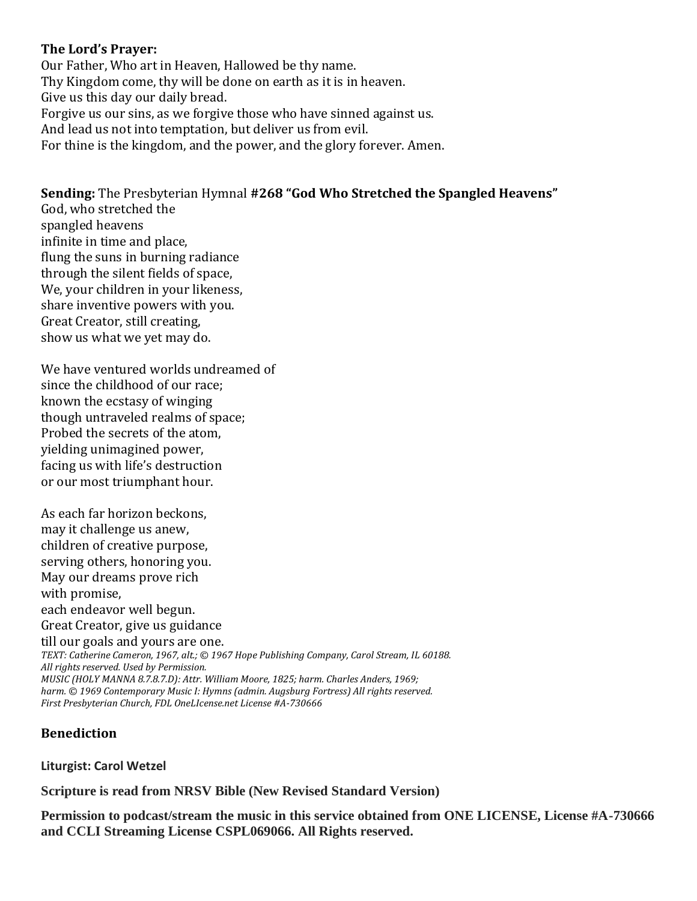**The Lord's Prayer:**
Our Father, Who art in Heaven, Hallowed be thy name.
Thy Kingdom come, thy will be done on earth as it is in heaven.
Give us this day our daily bread.
Forgive us our sins, as we forgive those who have sinned against us.
And lead us not into temptation, but deliver us from evil.
For thine is the kingdom, and the power, and the glory forever. Amen.

**Sending:** The Presbyterian Hymnal **#268 "God Who Stretched the Spangled Heavens"**
God, who stretched the
spangled heavens
infinite in time and place,
flung the suns in burning radiance
through the silent fields of space,
We, your children in your likeness,
share inventive powers with you.
Great Creator, still creating,
show us what we yet may do.

We have ventured worlds undreamed of
since the childhood of our race;
known the ecstasy of winging
though untraveled realms of space;
Probed the secrets of the atom,
yielding unimagined power,
facing us with life's destruction
or our most triumphant hour.

As each far horizon beckons,
may it challenge us anew,
children of creative purpose,
serving others, honoring you.
May our dreams prove rich
with promise,
each endeavor well begun.
Great Creator, give us guidance
till our goals and yours are one.

*TEXT: Catherine Cameron, 1967, alt.; © 1967 Hope Publishing Company, Carol Stream, IL 60188.*
*All rights reserved. Used by Permission.*
*MUSIC (HOLY MANNA 8.7.8.7.D): Attr. William Moore, 1825; harm. Charles Anders, 1969;*
*harm. © 1969 Contemporary Music I: Hymns (admin. Augsburg Fortress) All rights reserved.*
*First Presbyterian Church, FDL OneLIcense.net License #A-730666*

## Benediction

**Liturgist: Carol Wetzel**

**Scripture is read from NRSV Bible (New Revised Standard Version)**

**Permission to podcast/stream the music in this service obtained from ONE LICENSE, License #A-730666 and CCLI Streaming License CSPL069066. All Rights reserved.**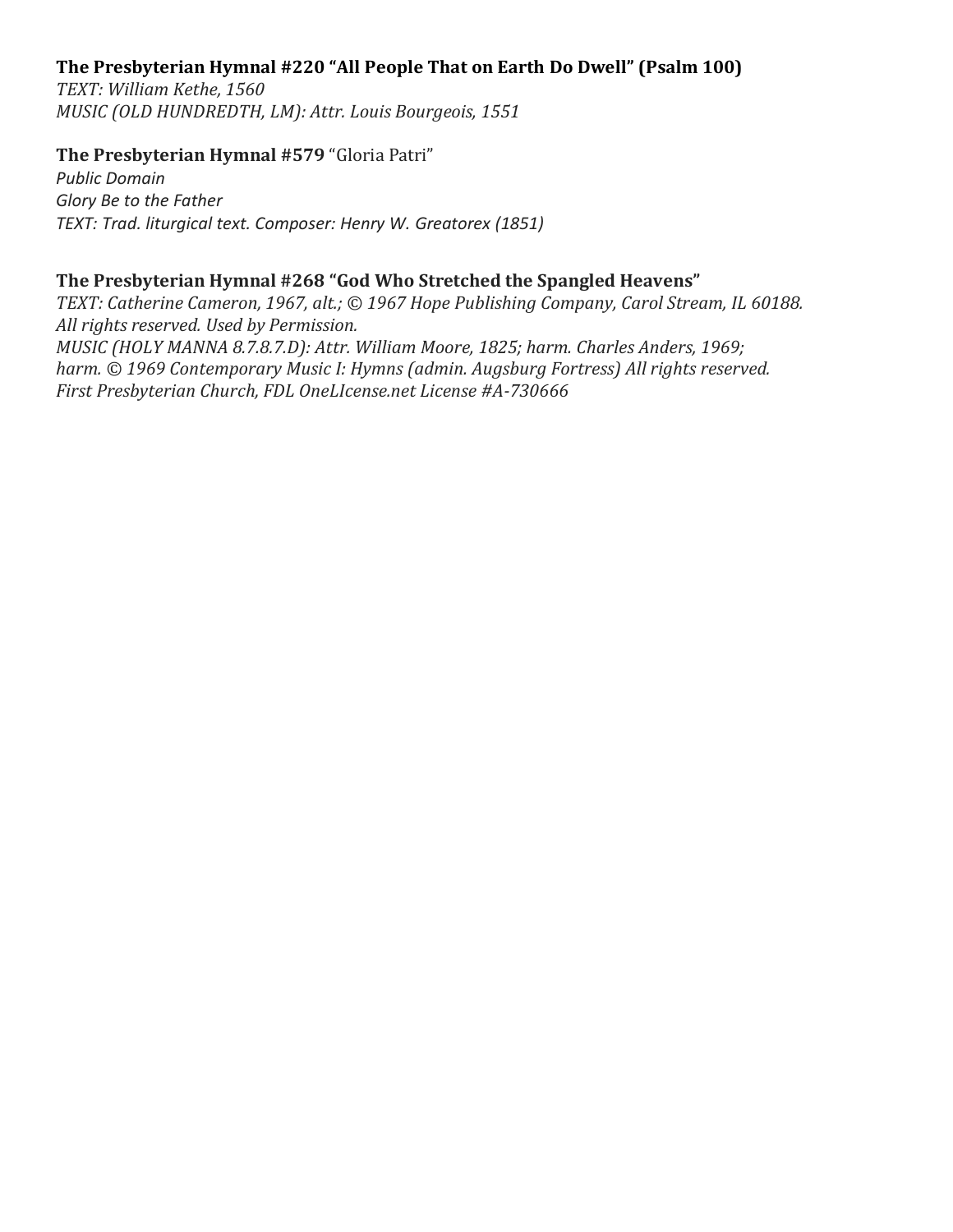**The Presbyterian Hymnal #220 "All People That on Earth Do Dwell" (Psalm 100)**
*TEXT: William Kethe, 1560*
*MUSIC (OLD HUNDREDTH, LM): Attr. Louis Bourgeois, 1551*

**The Presbyterian Hymnal #579** "Gloria Patri"
*Public Domain*
*Glory Be to the Father*
*TEXT: Trad. liturgical text. Composer: Henry W. Greatorex (1851)*

**The Presbyterian Hymnal #268 "God Who Stretched the Spangled Heavens"**
*TEXT: Catherine Cameron, 1967, alt.; © 1967 Hope Publishing Company, Carol Stream, IL 60188. All rights reserved. Used by Permission.*
*MUSIC (HOLY MANNA 8.7.8.7.D): Attr. William Moore, 1825; harm. Charles Anders, 1969; harm. © 1969 Contemporary Music I: Hymns (admin. Augsburg Fortress) All rights reserved.*
*First Presbyterian Church, FDL OneLIcense.net License #A-730666*